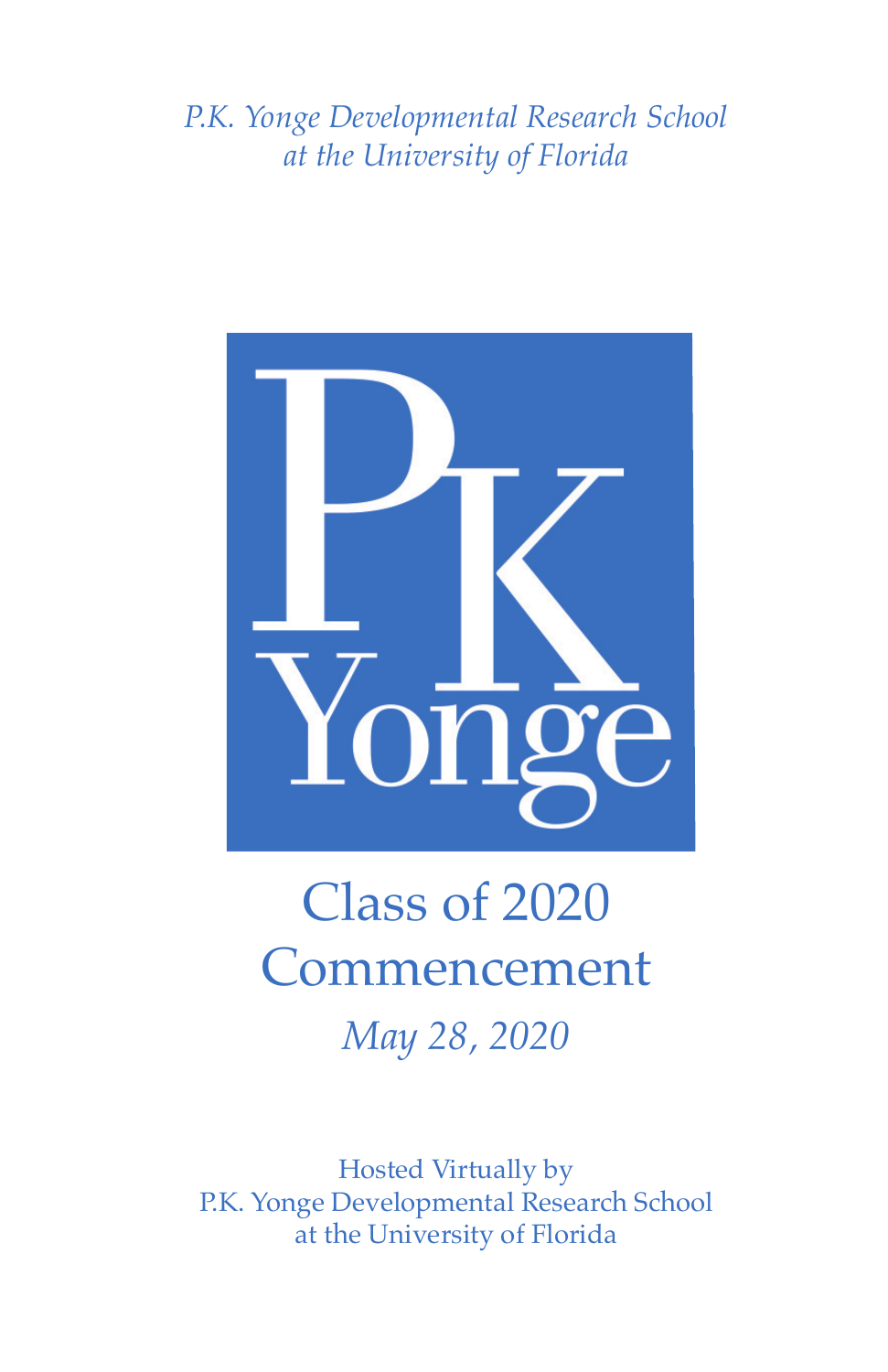*P.K. Yonge Developmental Research School*
*at the University of Florida*

PK
Yonge

# Class of 2020 Commencement

*May 28, 2020*

Hosted Virtually by
P.K. Yonge Developmental Research School
at the University of Florida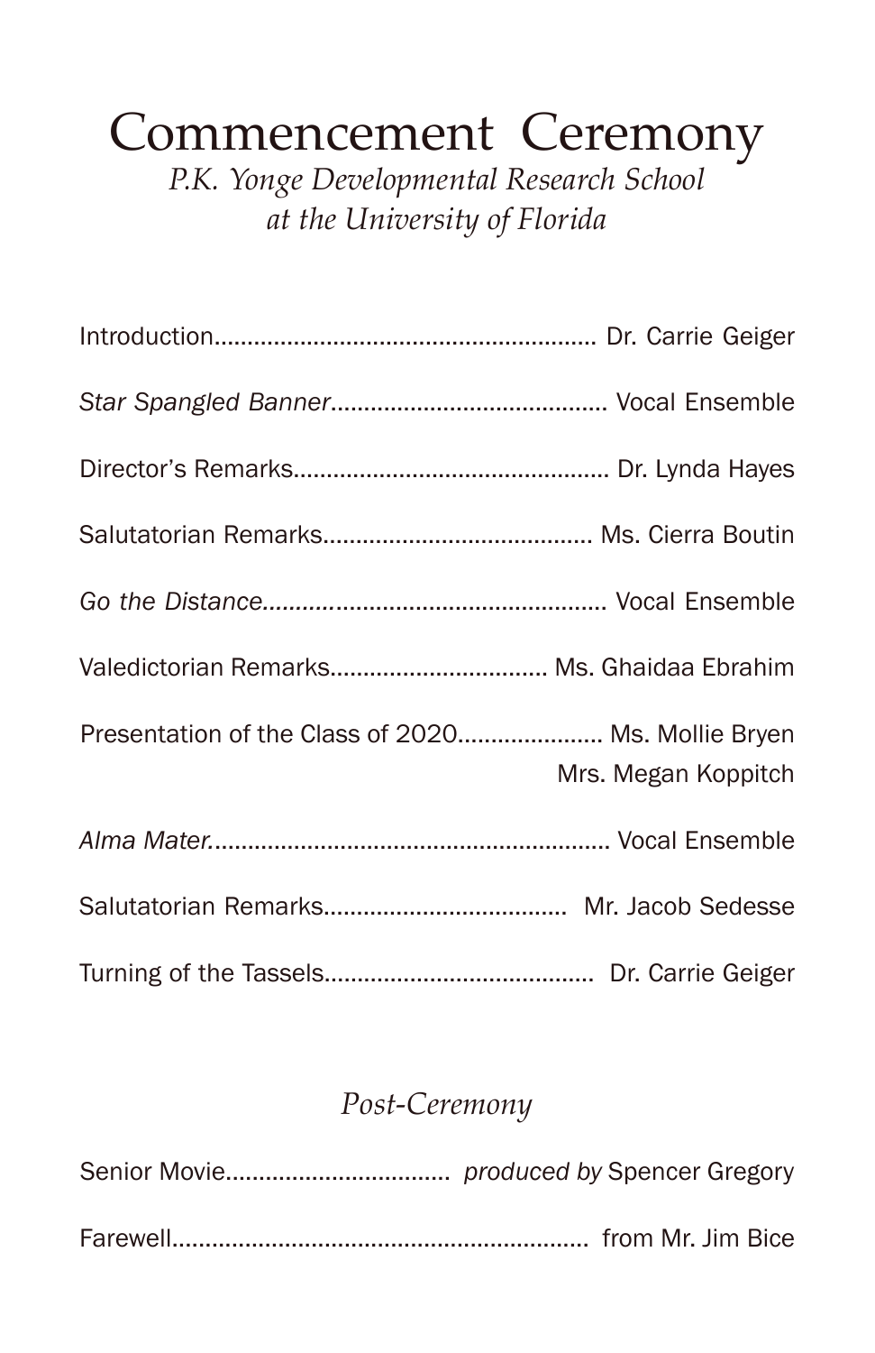# Commencement Ceremony

*P.K. Yonge Developmental Research School*
*at the University of Florida*

Introduction.......................................................... Dr. Carrie Geiger

*Star Spangled Banner*.......................................... Vocal Ensemble

Director's Remarks................................................ Dr. Lynda Hayes

Salutatorian Remarks......................................... Ms. Cierra Boutin

*Go the Distance*..................................................... Vocal Ensemble

Valedictorian Remarks.................................. Ms. Ghaidaa Ebrahim

Presentation of the Class of 2020...................... Ms. Mollie Bryen
Mrs. Megan Koppitch

*Alma Mater.*............................................................. Vocal Ensemble

Salutatorian Remarks..................................... Mr. Jacob Sedesse

Turning of the Tassels......................................... Dr. Carrie Geiger

## *Post-Ceremony*

Senior Movie.................................. *produced by* Spencer Gregory

Farewell................................................................ from Mr. Jim Bice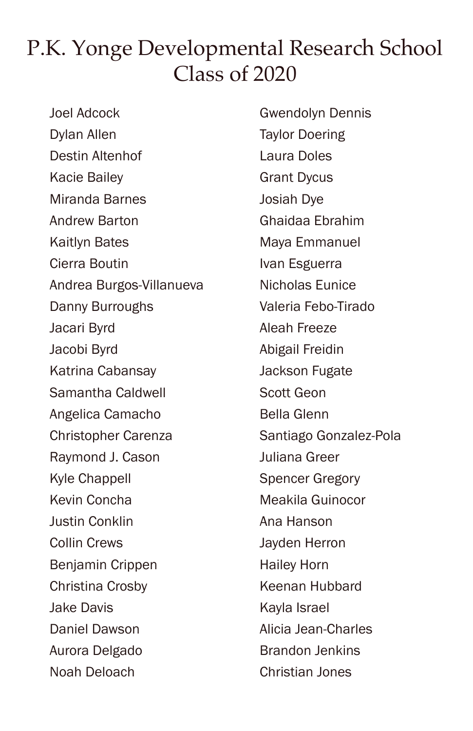# P.K. Yonge Developmental Research School
## Class of 2020

Joel Adcock
Dylan Allen
Destin Altenhof
Kacie Bailey
Miranda Barnes
Andrew Barton
Kaitlyn Bates
Cierra Boutin
Andrea Burgos-Villanueva
Danny Burroughs
Jacari Byrd
Jacobi Byrd
Katrina Cabansay
Samantha Caldwell
Angelica Camacho
Christopher Carenza
Raymond J. Cason
Kyle Chappell
Kevin Concha
Justin Conklin
Collin Crews
Benjamin Crippen
Christina Crosby
Jake Davis
Daniel Dawson
Aurora Delgado
Noah Deloach
Gwendolyn Dennis
Taylor Doering
Laura Doles
Grant Dycus
Josiah Dye
Ghaidaa Ebrahim
Maya Emmanuel
Ivan Esguerra
Nicholas Eunice
Valeria Febo-Tirado
Aleah Freeze
Abigail Freidin
Jackson Fugate
Scott Geon
Bella Glenn
Santiago Gonzalez-Pola
Juliana Greer
Spencer Gregory
Meakila Guinocor
Ana Hanson
Jayden Herron
Hailey Horn
Keenan Hubbard
Kayla Israel
Alicia Jean-Charles
Brandon Jenkins
Christian Jones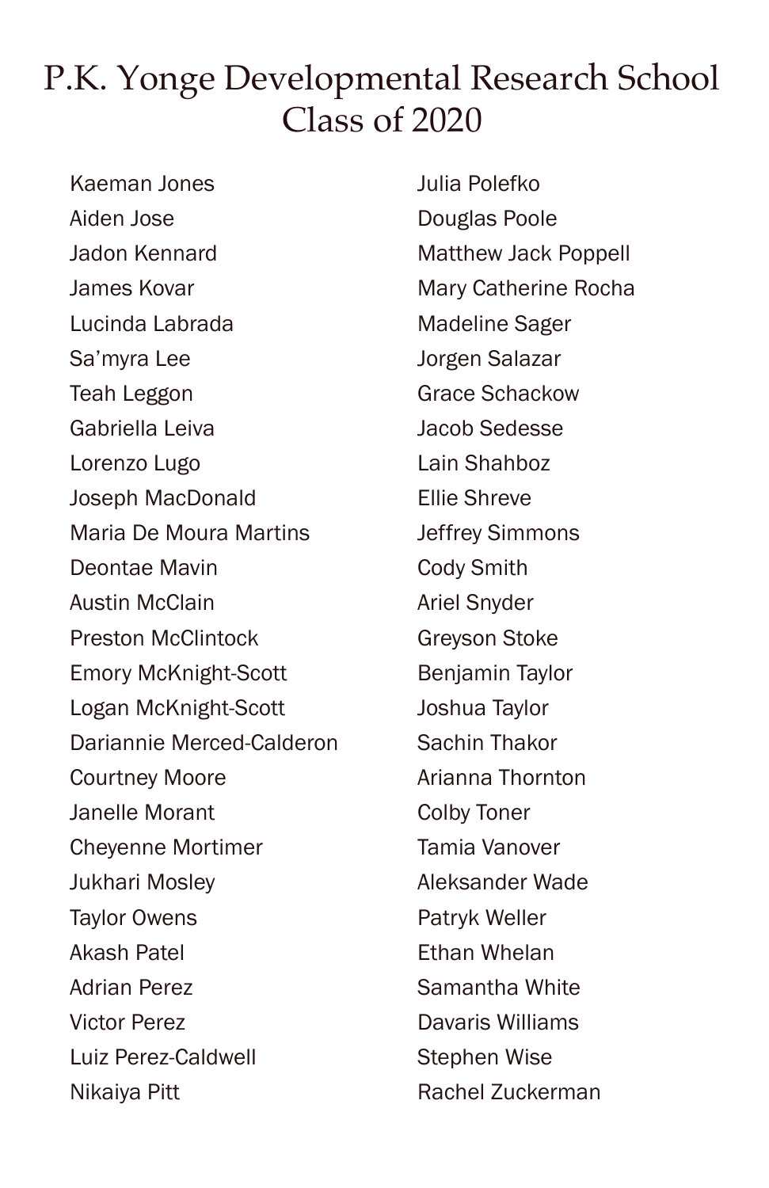# P.K. Yonge Developmental Research School
## Class of 2020

Kaeman Jones
Aiden Jose
Jadon Kennard
James Kovar
Lucinda Labrada
Sa'myra Lee
Teah Leggon
Gabriella Leiva
Lorenzo Lugo
Joseph MacDonald
Maria De Moura Martins
Deontae Mavin
Austin McClain
Preston McClintock
Emory McKnight-Scott
Logan McKnight-Scott
Dariannie Merced-Calderon
Courtney Moore
Janelle Morant
Cheyenne Mortimer
Jukhari Mosley
Taylor Owens
Akash Patel
Adrian Perez
Victor Perez
Luiz Perez-Caldwell
Nikaiya Pitt
Julia Polefko
Douglas Poole
Matthew Jack Poppell
Mary Catherine Rocha
Madeline Sager
Jorgen Salazar
Grace Schackow
Jacob Sedesse
Lain Shahboz
Ellie Shreve
Jeffrey Simmons
Cody Smith
Ariel Snyder
Greyson Stoke
Benjamin Taylor
Joshua Taylor
Sachin Thakor
Arianna Thornton
Colby Toner
Tamia Vanover
Aleksander Wade
Patryk Weller
Ethan Whelan
Samantha White
Davaris Williams
Stephen Wise
Rachel Zuckerman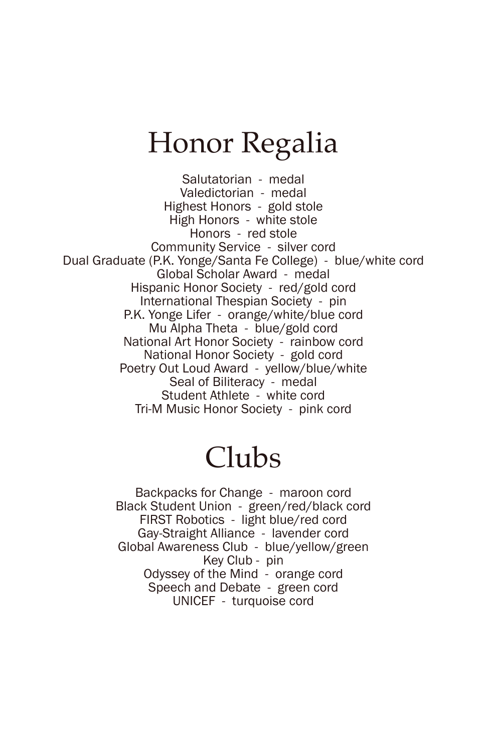# Honor Regalia

Salutatorian - medal
Valedictorian - medal
Highest Honors - gold stole
High Honors - white stole
Honors - red stole
Community Service - silver cord
Dual Graduate (P.K. Yonge/Santa Fe College) - blue/white cord
Global Scholar Award - medal
Hispanic Honor Society - red/gold cord
International Thespian Society - pin
P.K. Yonge Lifer - orange/white/blue cord
Mu Alpha Theta - blue/gold cord
National Art Honor Society - rainbow cord
National Honor Society - gold cord
Poetry Out Loud Award - yellow/blue/white
Seal of Biliteracy - medal
Student Athlete - white cord
Tri-M Music Honor Society - pink cord

# Clubs

Backpacks for Change - maroon cord
Black Student Union - green/red/black cord
FIRST Robotics - light blue/red cord
Gay-Straight Alliance - lavender cord
Global Awareness Club - blue/yellow/green
Key Club - pin
Odyssey of the Mind - orange cord
Speech and Debate - green cord
UNICEF - turquoise cord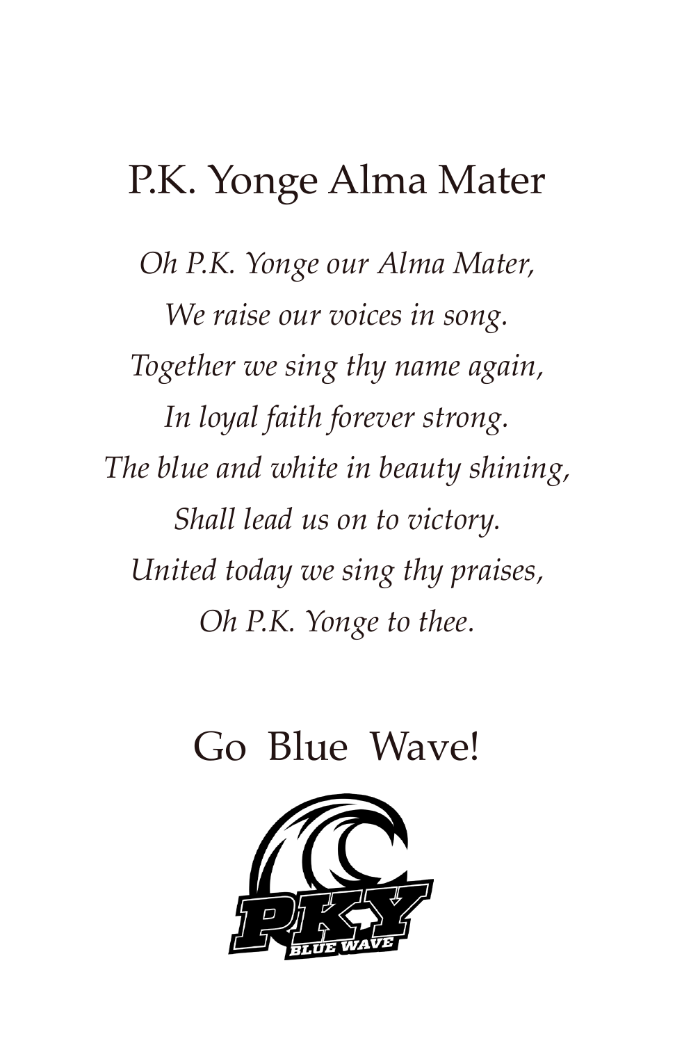# P.K. Yonge Alma Mater

*Oh P.K. Yonge our Alma Mater,*
*We raise our voices in song.*
*Together we sing thy name again,*
*In loyal faith forever strong.*
*The blue and white in beauty shining,*
*Shall lead us on to victory.*
*United today we sing thy praises,*
*Oh P.K. Yonge to thee.*

## Go Blue Wave!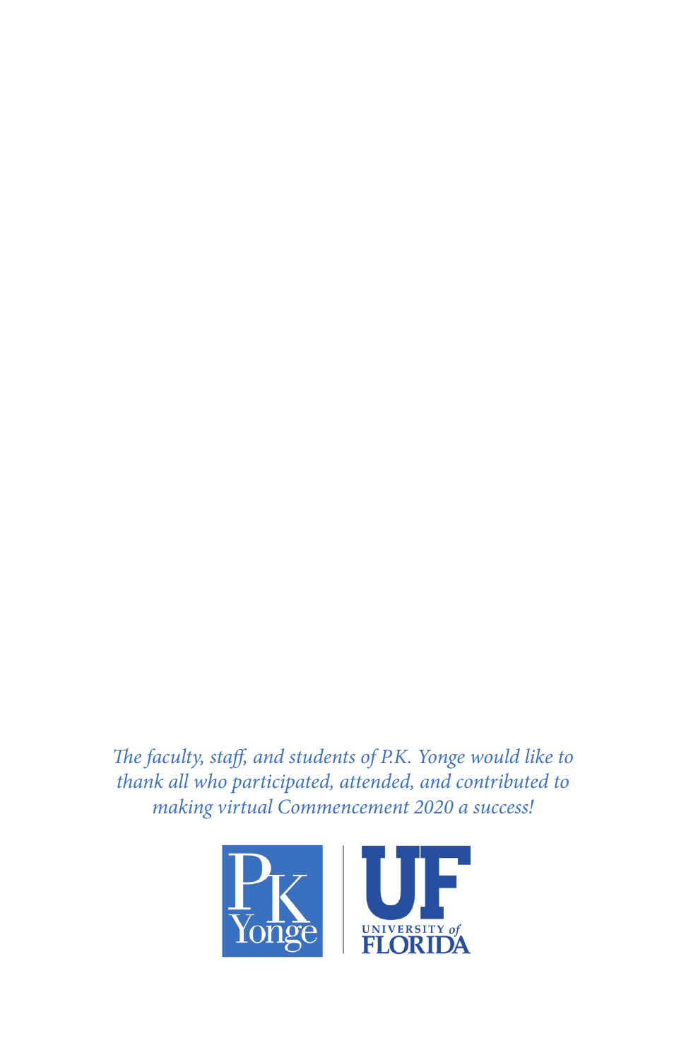*The faculty, staff, and students of P.K. Yonge would like to thank all who participated, attended, and contributed to making virtual Commencement 2020 a success!*

PK Yonge | UF UNIVERSITY of FLORIDA